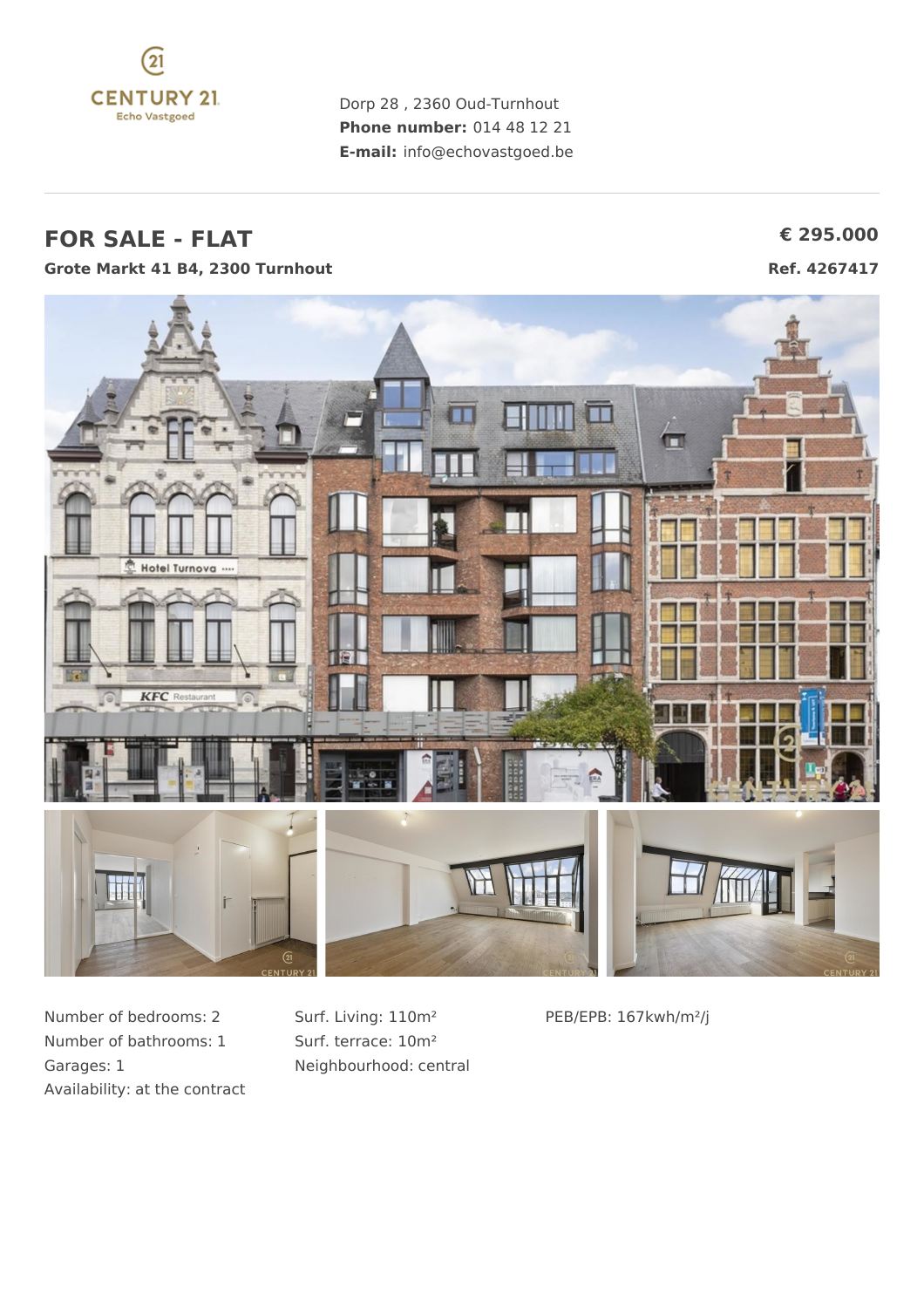CENTURY 21 Echo Vastgoed

Dorp 28 , 2360 Oud-Turnhout
**Phone number:** 014 48 12 21
**E-mail:** info@echovastgoed.be

# FOR SALE - FLAT

**€ 295.000**

**Grote Markt 41 B4, 2300 Turnhout**

**Ref. 4267417**

Number of bedrooms: 2
Number of bathrooms: 1
Garages: 1
Availability: at the contract

Surf. Living: 110m²
Surf. terrace: 10m²
Neighbourhood: central

PEB/EPB: 167kwh/m²/j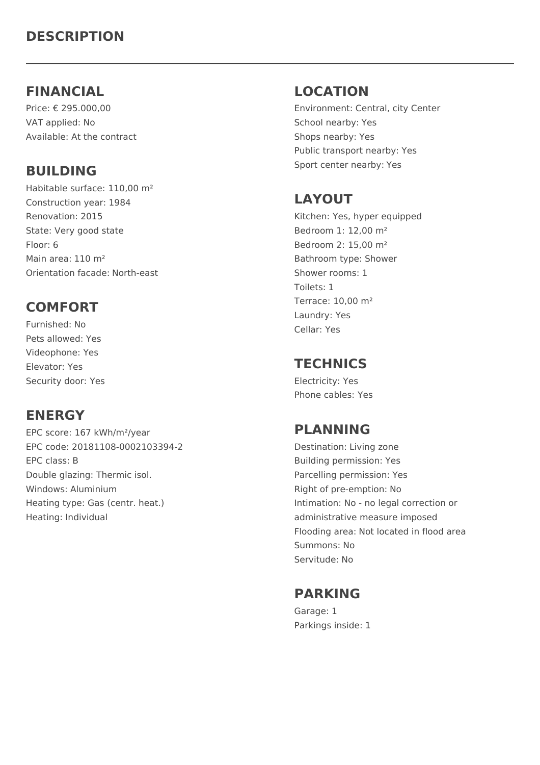# DESCRIPTION

## FINANCIAL

Price: € 295.000,00
VAT applied: No
Available: At the contract

## BUILDING

Habitable surface: 110,00 m²
Construction year: 1984
Renovation: 2015
State: Very good state
Floor: 6
Main area: 110 m²
Orientation facade: North-east

## COMFORT

Furnished: No
Pets allowed: Yes
Videophone: Yes
Elevator: Yes
Security door: Yes

## ENERGY

EPC score: 167 kWh/m²/year
EPC code: 20181108-0002103394-2
EPC class: B
Double glazing: Thermic isol.
Windows: Aluminium
Heating type: Gas (centr. heat.)
Heating: Individual

## LOCATION

Environment: Central, city Center
School nearby: Yes
Shops nearby: Yes
Public transport nearby: Yes
Sport center nearby: Yes

## LAYOUT

Kitchen: Yes, hyper equipped
Bedroom 1: 12,00 m²
Bedroom 2: 15,00 m²
Bathroom type: Shower
Shower rooms: 1
Toilets: 1
Terrace: 10,00 m²
Laundry: Yes
Cellar: Yes

## TECHNICS

Electricity: Yes
Phone cables: Yes

## PLANNING

Destination: Living zone
Building permission: Yes
Parcelling permission: Yes
Right of pre-emption: No
Intimation: No - no legal correction or administrative measure imposed
Flooding area: Not located in flood area
Summons: No
Servitude: No

## PARKING

Garage: 1
Parkings inside: 1